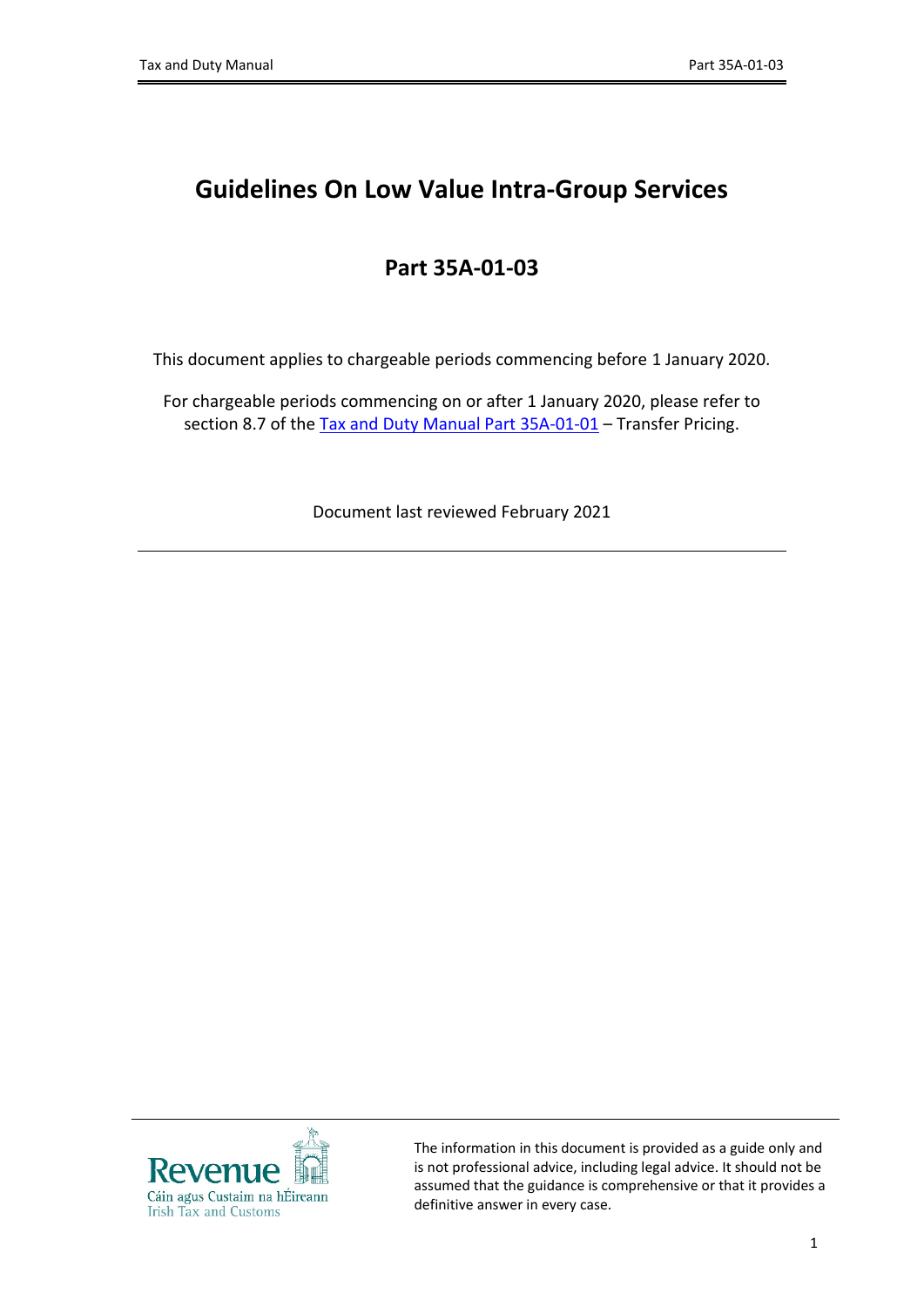# Guidelines On Low Value Intra-Group Services

## Part 35A-01-03

This document applies to chargeable periods commencing before 1 January 2020.

For chargeable periods commencing on or after 1 January 2020, please refer to section 8.7 of the Tax and Duty Manual Part 35A-01-01 – Transfer Pricing.

Document last reviewed February 2021

---

The information in this document is provided as a guide only and is not professional advice, including legal advice. It should not be assumed that the guidance is comprehensive or that it provides a definitive answer in every case.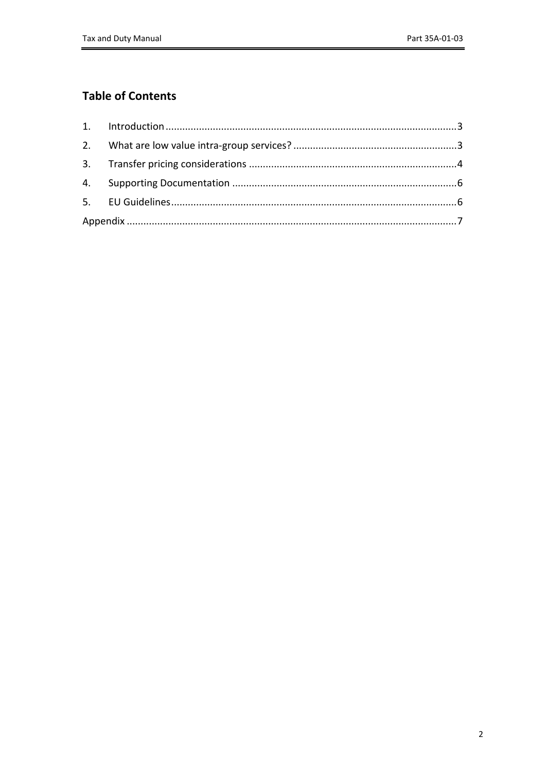## Table of Contents

1. Introduction ........................................................................................................3
2. What are low value intra-group services? ..........................................................3
3. Transfer pricing considerations ..........................................................................4
4. Supporting Documentation ................................................................................6
5. EU Guidelines......................................................................................................6

Appendix ......................................................................................................................7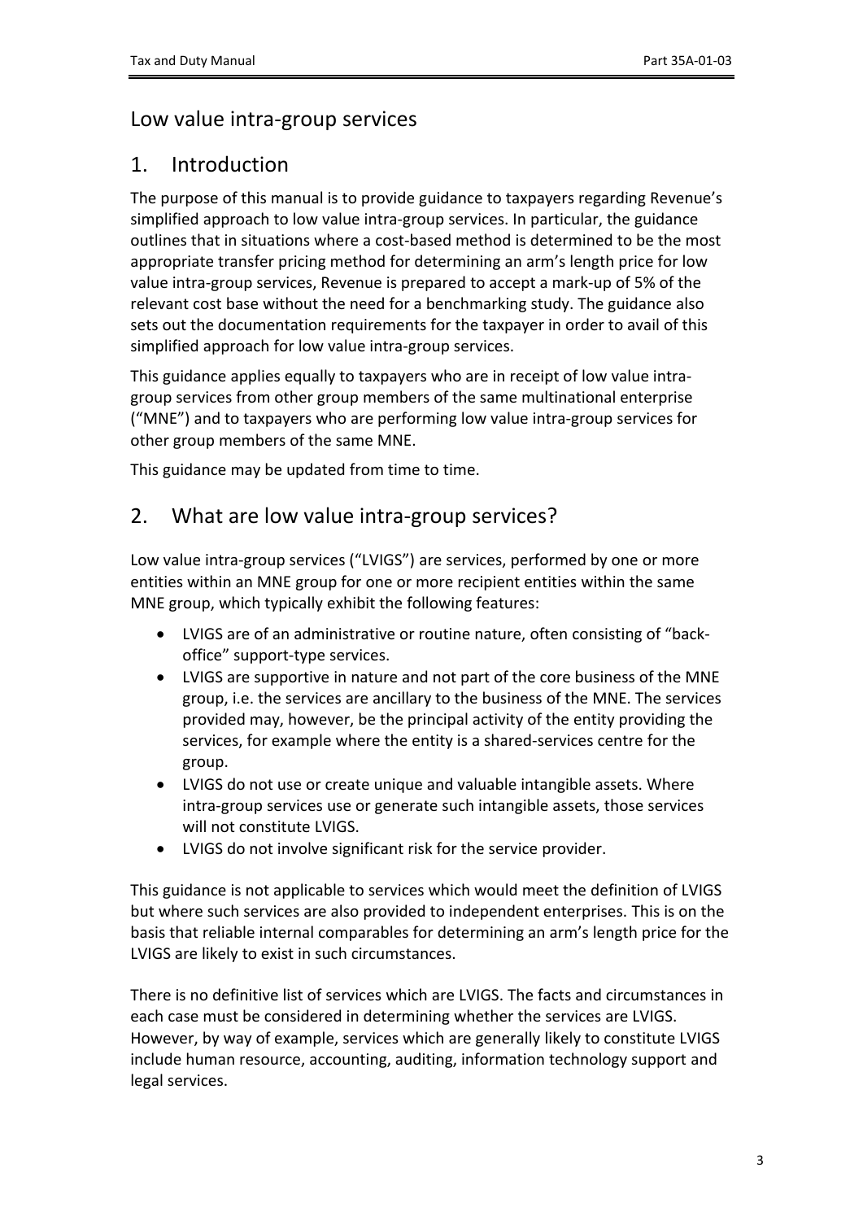# Low value intra-group services

## 1. Introduction

The purpose of this manual is to provide guidance to taxpayers regarding Revenue's simplified approach to low value intra-group services. In particular, the guidance outlines that in situations where a cost-based method is determined to be the most appropriate transfer pricing method for determining an arm's length price for low value intra-group services, Revenue is prepared to accept a mark-up of 5% of the relevant cost base without the need for a benchmarking study. The guidance also sets out the documentation requirements for the taxpayer in order to avail of this simplified approach for low value intra-group services.

This guidance applies equally to taxpayers who are in receipt of low value intra-group services from other group members of the same multinational enterprise ("MNE") and to taxpayers who are performing low value intra-group services for other group members of the same MNE.

This guidance may be updated from time to time.

## 2. What are low value intra-group services?

Low value intra-group services ("LVIGS") are services, performed by one or more entities within an MNE group for one or more recipient entities within the same MNE group, which typically exhibit the following features:

- LVIGS are of an administrative or routine nature, often consisting of "back-office" support-type services.
- LVIGS are supportive in nature and not part of the core business of the MNE group, i.e. the services are ancillary to the business of the MNE. The services provided may, however, be the principal activity of the entity providing the services, for example where the entity is a shared-services centre for the group.
- LVIGS do not use or create unique and valuable intangible assets. Where intra-group services use or generate such intangible assets, those services will not constitute LVIGS.
- LVIGS do not involve significant risk for the service provider.

This guidance is not applicable to services which would meet the definition of LVIGS but where such services are also provided to independent enterprises. This is on the basis that reliable internal comparables for determining an arm's length price for the LVIGS are likely to exist in such circumstances.

There is no definitive list of services which are LVIGS. The facts and circumstances in each case must be considered in determining whether the services are LVIGS. However, by way of example, services which are generally likely to constitute LVIGS include human resource, accounting, auditing, information technology support and legal services.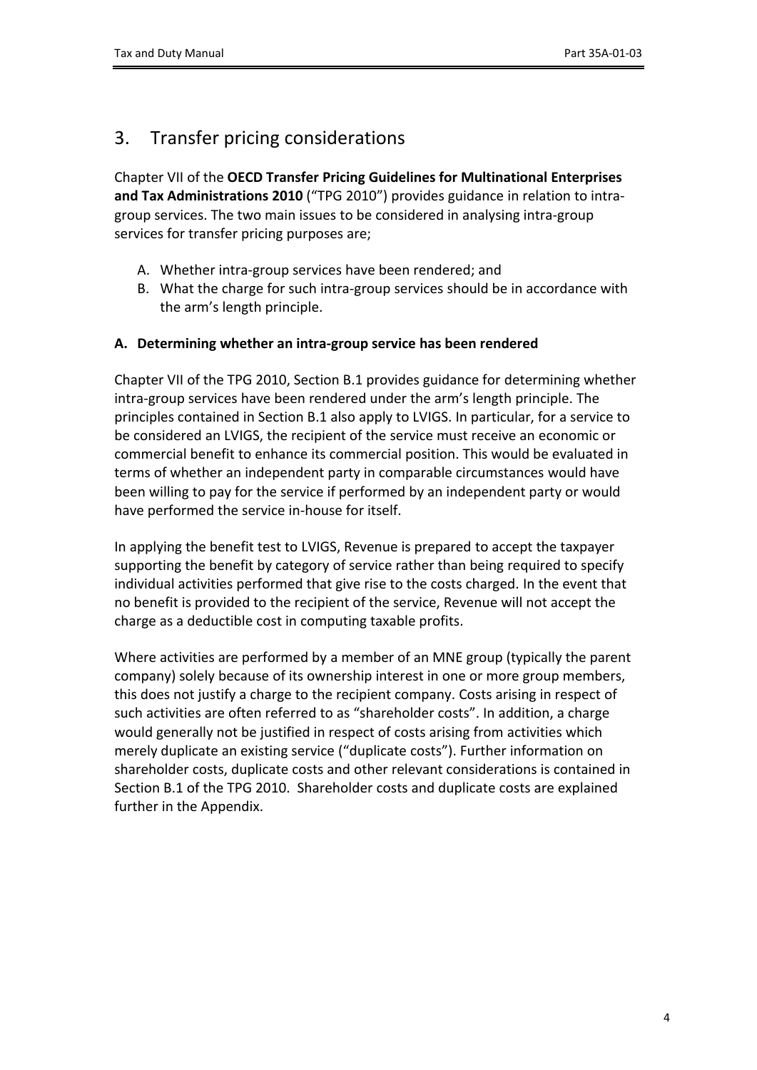## 3. Transfer pricing considerations

Chapter VII of the **OECD Transfer Pricing Guidelines for Multinational Enterprises and Tax Administrations 2010** ("TPG 2010") provides guidance in relation to intra-group services. The two main issues to be considered in analysing intra-group services for transfer pricing purposes are;

A. Whether intra-group services have been rendered; and
B. What the charge for such intra-group services should be in accordance with the arm's length principle.

### A. Determining whether an intra-group service has been rendered

Chapter VII of the TPG 2010, Section B.1 provides guidance for determining whether intra-group services have been rendered under the arm's length principle. The principles contained in Section B.1 also apply to LVIGS. In particular, for a service to be considered an LVIGS, the recipient of the service must receive an economic or commercial benefit to enhance its commercial position. This would be evaluated in terms of whether an independent party in comparable circumstances would have been willing to pay for the service if performed by an independent party or would have performed the service in-house for itself.

In applying the benefit test to LVIGS, Revenue is prepared to accept the taxpayer supporting the benefit by category of service rather than being required to specify individual activities performed that give rise to the costs charged. In the event that no benefit is provided to the recipient of the service, Revenue will not accept the charge as a deductible cost in computing taxable profits.

Where activities are performed by a member of an MNE group (typically the parent company) solely because of its ownership interest in one or more group members, this does not justify a charge to the recipient company. Costs arising in respect of such activities are often referred to as "shareholder costs". In addition, a charge would generally not be justified in respect of costs arising from activities which merely duplicate an existing service ("duplicate costs"). Further information on shareholder costs, duplicate costs and other relevant considerations is contained in Section B.1 of the TPG 2010. Shareholder costs and duplicate costs are explained further in the Appendix.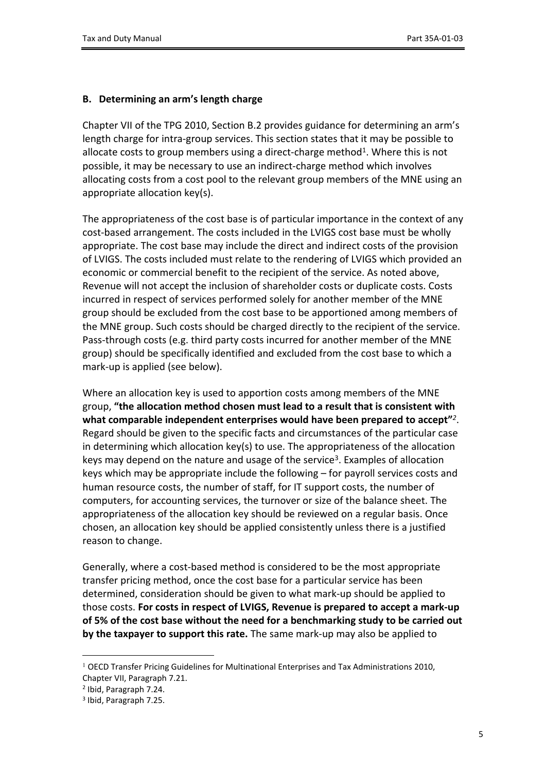### B. Determining an arm's length charge

Chapter VII of the TPG 2010, Section B.2 provides guidance for determining an arm's length charge for intra-group services. This section states that it may be possible to allocate costs to group members using a direct-charge method[1]. Where this is not possible, it may be necessary to use an indirect-charge method which involves allocating costs from a cost pool to the relevant group members of the MNE using an appropriate allocation key(s).

The appropriateness of the cost base is of particular importance in the context of any cost-based arrangement. The costs included in the LVIGS cost base must be wholly appropriate. The cost base may include the direct and indirect costs of the provision of LVIGS. The costs included must relate to the rendering of LVIGS which provided an economic or commercial benefit to the recipient of the service. As noted above, Revenue will not accept the inclusion of shareholder costs or duplicate costs. Costs incurred in respect of services performed solely for another member of the MNE group should be excluded from the cost base to be apportioned among members of the MNE group. Such costs should be charged directly to the recipient of the service. Pass-through costs (e.g. third party costs incurred for another member of the MNE group) should be specifically identified and excluded from the cost base to which a mark-up is applied (see below).

Where an allocation key is used to apportion costs among members of the MNE group, **"the allocation method chosen must lead to a result that is consistent with what comparable independent enterprises would have been prepared to accept"**[2]. Regard should be given to the specific facts and circumstances of the particular case in determining which allocation key(s) to use. The appropriateness of the allocation keys may depend on the nature and usage of the service[3]. Examples of allocation keys which may be appropriate include the following – for payroll services costs and human resource costs, the number of staff, for IT support costs, the number of computers, for accounting services, the turnover or size of the balance sheet. The appropriateness of the allocation key should be reviewed on a regular basis. Once chosen, an allocation key should be applied consistently unless there is a justified reason to change.

Generally, where a cost-based method is considered to be the most appropriate transfer pricing method, once the cost base for a particular service has been determined, consideration should be given to what mark-up should be applied to those costs. **For costs in respect of LVIGS, Revenue is prepared to accept a mark-up of 5% of the cost base without the need for a benchmarking study to be carried out by the taxpayer to support this rate.** The same mark-up may also be applied to

---

[1] OECD Transfer Pricing Guidelines for Multinational Enterprises and Tax Administrations 2010, Chapter VII, Paragraph 7.21.

[2] Ibid, Paragraph 7.24.

[3] Ibid, Paragraph 7.25.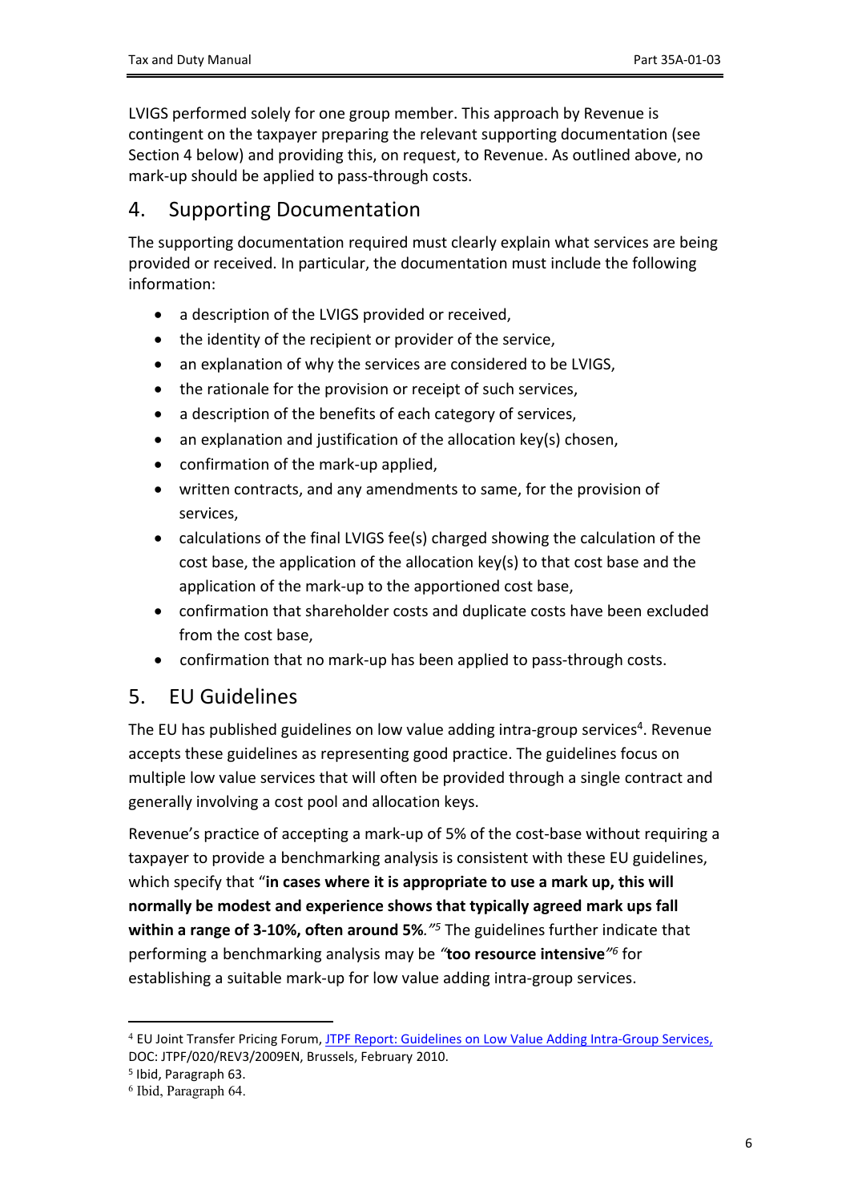LVIGS performed solely for one group member. This approach by Revenue is contingent on the taxpayer preparing the relevant supporting documentation (see Section 4 below) and providing this, on request, to Revenue. As outlined above, no mark-up should be applied to pass-through costs.

## 4. Supporting Documentation

The supporting documentation required must clearly explain what services are being provided or received. In particular, the documentation must include the following information:

- a description of the LVIGS provided or received,
- the identity of the recipient or provider of the service,
- an explanation of why the services are considered to be LVIGS,
- the rationale for the provision or receipt of such services,
- a description of the benefits of each category of services,
- an explanation and justification of the allocation key(s) chosen,
- confirmation of the mark-up applied,
- written contracts, and any amendments to same, for the provision of services,
- calculations of the final LVIGS fee(s) charged showing the calculation of the cost base, the application of the allocation key(s) to that cost base and the application of the mark-up to the apportioned cost base,
- confirmation that shareholder costs and duplicate costs have been excluded from the cost base,
- confirmation that no mark-up has been applied to pass-through costs.

## 5. EU Guidelines

The EU has published guidelines on low value adding intra-group services[4]. Revenue accepts these guidelines as representing good practice. The guidelines focus on multiple low value services that will often be provided through a single contract and generally involving a cost pool and allocation keys.

Revenue's practice of accepting a mark-up of 5% of the cost-base without requiring a taxpayer to provide a benchmarking analysis is consistent with these EU guidelines, which specify that "**in cases where it is appropriate to use a mark up, this will normally be modest and experience shows that typically agreed mark ups fall within a range of 3-10%, often around 5%**."[5] The guidelines further indicate that performing a benchmarking analysis may be "**too resource intensive**"[6] for establishing a suitable mark-up for low value adding intra-group services.

---

[4] EU Joint Transfer Pricing Forum, JTPF Report: Guidelines on Low Value Adding Intra-Group Services, DOC: JTPF/020/REV3/2009EN, Brussels, February 2010.

[5] Ibid, Paragraph 63.

[6] Ibid, Paragraph 64.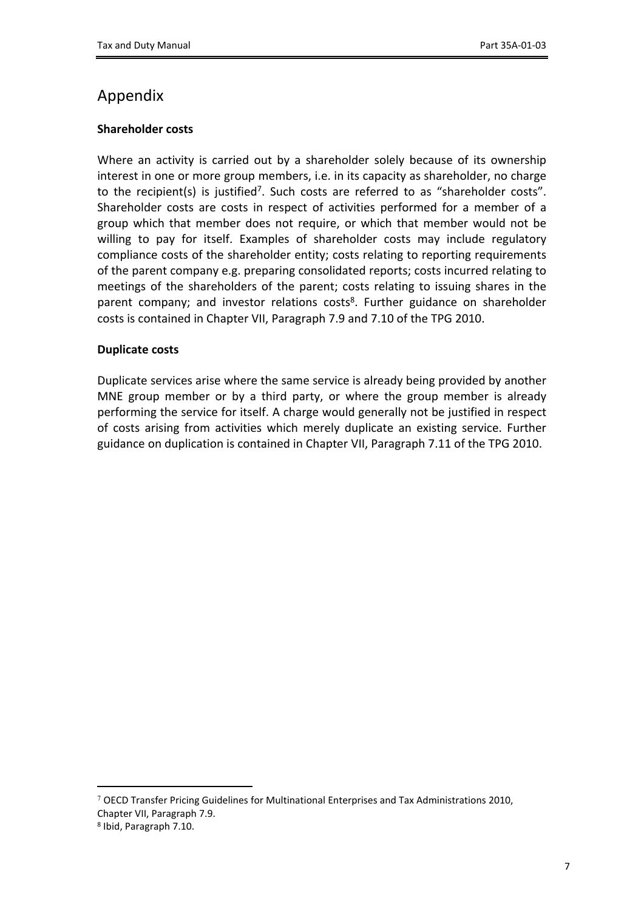# Appendix

**Shareholder costs**

Where an activity is carried out by a shareholder solely because of its ownership interest in one or more group members, i.e. in its capacity as shareholder, no charge to the recipient(s) is justified[7]. Such costs are referred to as "shareholder costs". Shareholder costs are costs in respect of activities performed for a member of a group which that member does not require, or which that member would not be willing to pay for itself. Examples of shareholder costs may include regulatory compliance costs of the shareholder entity; costs relating to reporting requirements of the parent company e.g. preparing consolidated reports; costs incurred relating to meetings of the shareholders of the parent; costs relating to issuing shares in the parent company; and investor relations costs[8]. Further guidance on shareholder costs is contained in Chapter VII, Paragraph 7.9 and 7.10 of the TPG 2010.

**Duplicate costs**

Duplicate services arise where the same service is already being provided by another MNE group member or by a third party, or where the group member is already performing the service for itself. A charge would generally not be justified in respect of costs arising from activities which merely duplicate an existing service. Further guidance on duplication is contained in Chapter VII, Paragraph 7.11 of the TPG 2010.

[7] OECD Transfer Pricing Guidelines for Multinational Enterprises and Tax Administrations 2010, Chapter VII, Paragraph 7.9.

[8] Ibid, Paragraph 7.10.